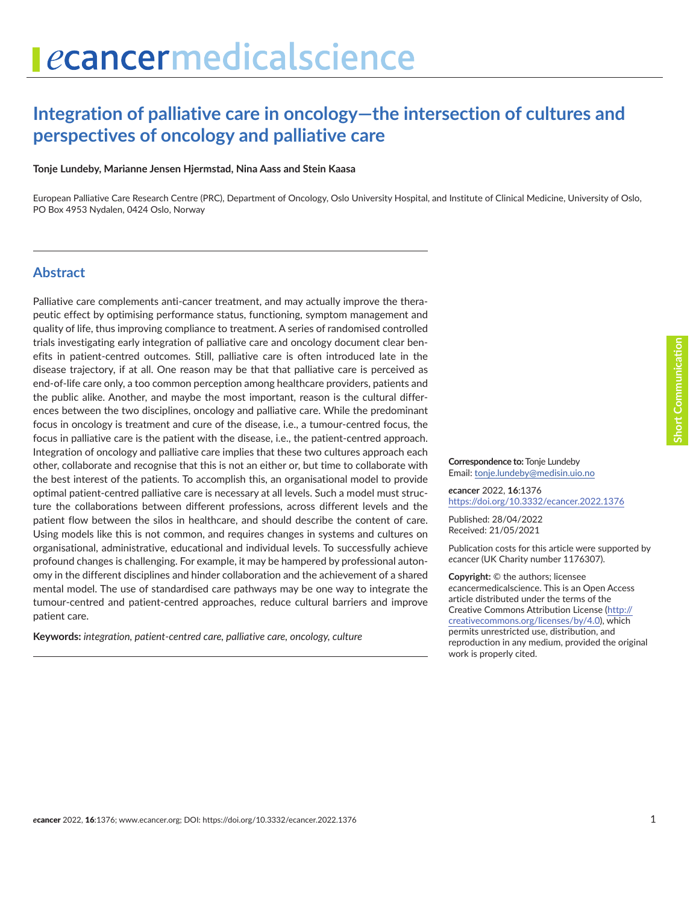# Integration of palliative care in oncology—the intersection of cultures and perspectives of oncology and palliative care

**Tonje Lundeby, Marianne Jensen Hjermstad, Nina Aass and Stein Kaasa**

European Palliative Care Research Centre (PRC), Department of Oncology, Oslo University Hospital, and Institute of Clinical Medicine, University of Oslo, PO Box 4953 Nydalen, 0424 Oslo, Norway

## Abstract

Palliative care complements anti-cancer treatment, and may actually improve the therapeutic effect by optimising performance status, functioning, symptom management and quality of life, thus improving compliance to treatment. A series of randomised controlled trials investigating early integration of palliative care and oncology document clear benefits in patient-centred outcomes. Still, palliative care is often introduced late in the disease trajectory, if at all. One reason may be that that palliative care is perceived as end-of-life care only, a too common perception among healthcare providers, patients and the public alike. Another, and maybe the most important, reason is the cultural differences between the two disciplines, oncology and palliative care. While the predominant focus in oncology is treatment and cure of the disease, i.e., a tumour-centred focus, the focus in palliative care is the patient with the disease, i.e., the patient-centred approach. Integration of oncology and palliative care implies that these two cultures approach each other, collaborate and recognise that this is not an either or, but time to collaborate with the best interest of the patients. To accomplish this, an organisational model to provide optimal patient-centred palliative care is necessary at all levels. Such a model must structure the collaborations between different professions, across different levels and the patient flow between the silos in healthcare, and should describe the content of care. Using models like this is not common, and requires changes in systems and cultures on organisational, administrative, educational and individual levels. To successfully achieve profound changes is challenging. For example, it may be hampered by professional autonomy in the different disciplines and hinder collaboration and the achievement of a shared mental model. The use of standardised care pathways may be one way to integrate the tumour-centred and patient-centred approaches, reduce cultural barriers and improve patient care.

**Keywords:** *integration, patient-centred care, palliative care, oncology, culture*

**Correspondence to:** Tonje Lundeby
Email: tonje.lundeby@medisin.uio.no

*e*cancer 2022, **16**:1376
https://doi.org/10.3332/ecancer.2022.1376

Published: 28/04/2022
Received: 21/05/2021

Publication costs for this article were supported by *e*cancer (UK Charity number 1176307).

**Copyright:** © the authors; licensee *e*cancermedicalscience. This is an Open Access article distributed under the terms of the Creative Commons Attribution License (http://creativecommons.org/licenses/by/4.0), which permits unrestricted use, distribution, and reproduction in any medium, provided the original work is properly cited.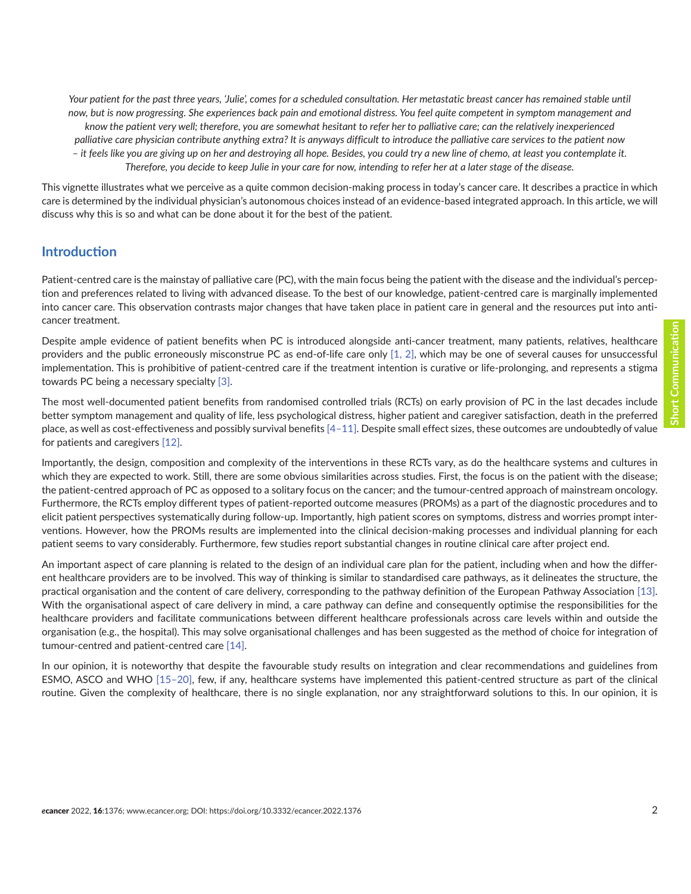*Your patient for the past three years, 'Julie', comes for a scheduled consultation. Her metastatic breast cancer has remained stable until now, but is now progressing. She experiences back pain and emotional distress. You feel quite competent in symptom management and know the patient very well; therefore, you are somewhat hesitant to refer her to palliative care; can the relatively inexperienced palliative care physician contribute anything extra? It is anyways difficult to introduce the palliative care services to the patient now – it feels like you are giving up on her and destroying all hope. Besides, you could try a new line of chemo, at least you contemplate it. Therefore, you decide to keep Julie in your care for now, intending to refer her at a later stage of the disease.*

This vignette illustrates what we perceive as a quite common decision-making process in today's cancer care. It describes a practice in which care is determined by the individual physician's autonomous choices instead of an evidence-based integrated approach. In this article, we will discuss why this is so and what can be done about it for the best of the patient.

## Introduction

Patient-centred care is the mainstay of palliative care (PC), with the main focus being the patient with the disease and the individual's perception and preferences related to living with advanced disease. To the best of our knowledge, patient-centred care is marginally implemented into cancer care. This observation contrasts major changes that have taken place in patient care in general and the resources put into anti-cancer treatment.

Despite ample evidence of patient benefits when PC is introduced alongside anti-cancer treatment, many patients, relatives, healthcare providers and the public erroneously misconstrue PC as end-of-life care only [1, 2], which may be one of several causes for unsuccessful implementation. This is prohibitive of patient-centred care if the treatment intention is curative or life-prolonging, and represents a stigma towards PC being a necessary specialty [3].

The most well-documented patient benefits from randomised controlled trials (RCTs) on early provision of PC in the last decades include better symptom management and quality of life, less psychological distress, higher patient and caregiver satisfaction, death in the preferred place, as well as cost-effectiveness and possibly survival benefits [4–11]. Despite small effect sizes, these outcomes are undoubtedly of value for patients and caregivers [12].

Importantly, the design, composition and complexity of the interventions in these RCTs vary, as do the healthcare systems and cultures in which they are expected to work. Still, there are some obvious similarities across studies. First, the focus is on the patient with the disease; the patient-centred approach of PC as opposed to a solitary focus on the cancer; and the tumour-centred approach of mainstream oncology. Furthermore, the RCTs employ different types of patient-reported outcome measures (PROMs) as a part of the diagnostic procedures and to elicit patient perspectives systematically during follow-up. Importantly, high patient scores on symptoms, distress and worries prompt interventions. However, how the PROMs results are implemented into the clinical decision-making processes and individual planning for each patient seems to vary considerably. Furthermore, few studies report substantial changes in routine clinical care after project end.

An important aspect of care planning is related to the design of an individual care plan for the patient, including when and how the different healthcare providers are to be involved. This way of thinking is similar to standardised care pathways, as it delineates the structure, the practical organisation and the content of care delivery, corresponding to the pathway definition of the European Pathway Association [13]. With the organisational aspect of care delivery in mind, a care pathway can define and consequently optimise the responsibilities for the healthcare providers and facilitate communications between different healthcare professionals across care levels within and outside the organisation (e.g., the hospital). This may solve organisational challenges and has been suggested as the method of choice for integration of tumour-centred and patient-centred care [14].

In our opinion, it is noteworthy that despite the favourable study results on integration and clear recommendations and guidelines from ESMO, ASCO and WHO [15–20], few, if any, healthcare systems have implemented this patient-centred structure as part of the clinical routine. Given the complexity of healthcare, there is no single explanation, nor any straightforward solutions to this. In our opinion, it is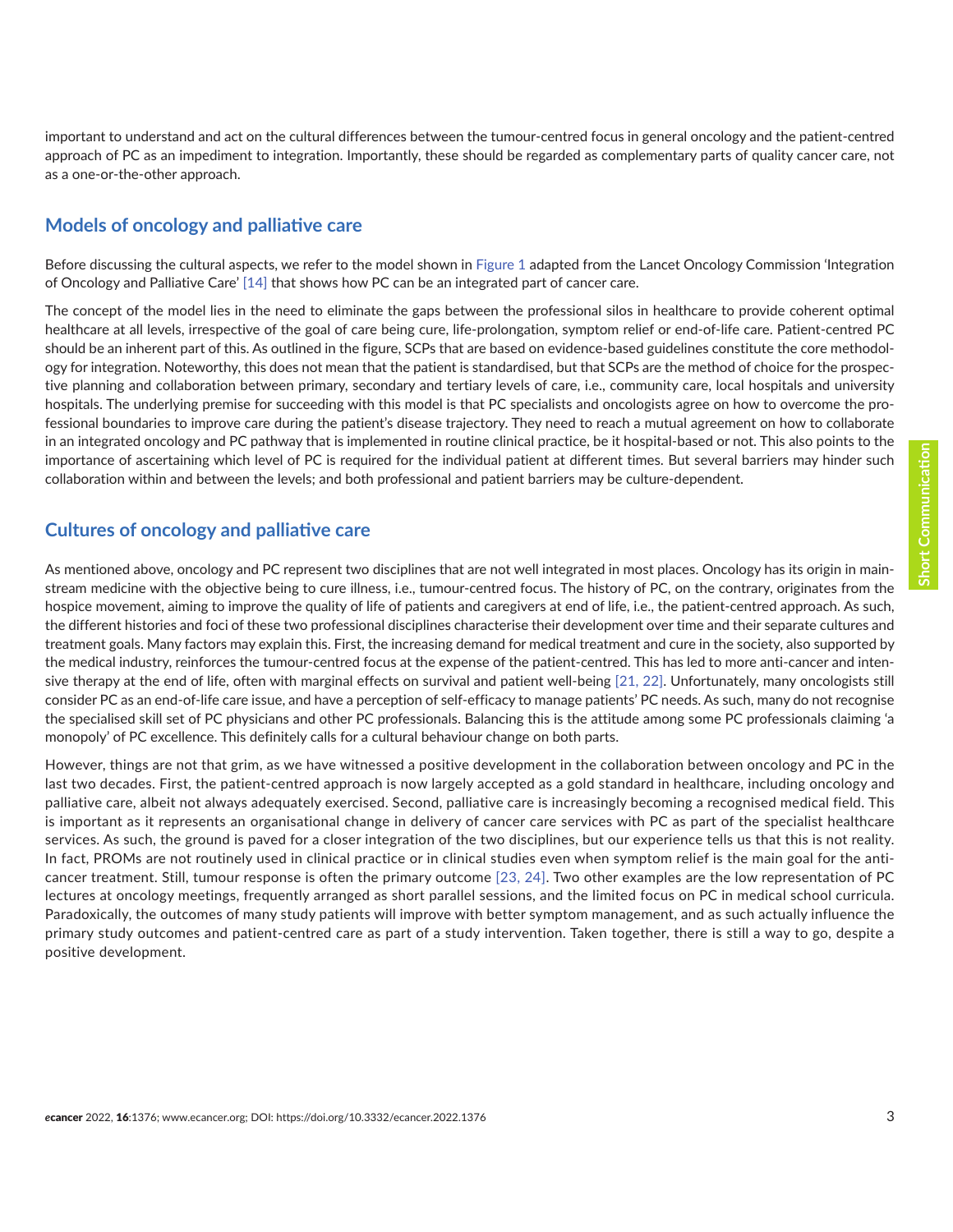important to understand and act on the cultural differences between the tumour-centred focus in general oncology and the patient-centred approach of PC as an impediment to integration. Importantly, these should be regarded as complementary parts of quality cancer care, not as a one-or-the-other approach.

## Models of oncology and palliative care

Before discussing the cultural aspects, we refer to the model shown in Figure 1 adapted from the Lancet Oncology Commission 'Integration of Oncology and Palliative Care' [14] that shows how PC can be an integrated part of cancer care.

The concept of the model lies in the need to eliminate the gaps between the professional silos in healthcare to provide coherent optimal healthcare at all levels, irrespective of the goal of care being cure, life-prolongation, symptom relief or end-of-life care. Patient-centred PC should be an inherent part of this. As outlined in the figure, SCPs that are based on evidence-based guidelines constitute the core methodology for integration. Noteworthy, this does not mean that the patient is standardised, but that SCPs are the method of choice for the prospective planning and collaboration between primary, secondary and tertiary levels of care, i.e., community care, local hospitals and university hospitals. The underlying premise for succeeding with this model is that PC specialists and oncologists agree on how to overcome the professional boundaries to improve care during the patient's disease trajectory. They need to reach a mutual agreement on how to collaborate in an integrated oncology and PC pathway that is implemented in routine clinical practice, be it hospital-based or not. This also points to the importance of ascertaining which level of PC is required for the individual patient at different times. But several barriers may hinder such collaboration within and between the levels; and both professional and patient barriers may be culture-dependent.

## Cultures of oncology and palliative care

As mentioned above, oncology and PC represent two disciplines that are not well integrated in most places. Oncology has its origin in mainstream medicine with the objective being to cure illness, i.e., tumour-centred focus. The history of PC, on the contrary, originates from the hospice movement, aiming to improve the quality of life of patients and caregivers at end of life, i.e., the patient-centred approach. As such, the different histories and foci of these two professional disciplines characterise their development over time and their separate cultures and treatment goals. Many factors may explain this. First, the increasing demand for medical treatment and cure in the society, also supported by the medical industry, reinforces the tumour-centred focus at the expense of the patient-centred. This has led to more anti-cancer and intensive therapy at the end of life, often with marginal effects on survival and patient well-being [21, 22]. Unfortunately, many oncologists still consider PC as an end-of-life care issue, and have a perception of self-efficacy to manage patients' PC needs. As such, many do not recognise the specialised skill set of PC physicians and other PC professionals. Balancing this is the attitude among some PC professionals claiming 'a monopoly' of PC excellence. This definitely calls for a cultural behaviour change on both parts.

However, things are not that grim, as we have witnessed a positive development in the collaboration between oncology and PC in the last two decades. First, the patient-centred approach is now largely accepted as a gold standard in healthcare, including oncology and palliative care, albeit not always adequately exercised. Second, palliative care is increasingly becoming a recognised medical field. This is important as it represents an organisational change in delivery of cancer care services with PC as part of the specialist healthcare services. As such, the ground is paved for a closer integration of the two disciplines, but our experience tells us that this is not reality. In fact, PROMs are not routinely used in clinical practice or in clinical studies even when symptom relief is the main goal for the anticancer treatment. Still, tumour response is often the primary outcome [23, 24]. Two other examples are the low representation of PC lectures at oncology meetings, frequently arranged as short parallel sessions, and the limited focus on PC in medical school curricula. Paradoxically, the outcomes of many study patients will improve with better symptom management, and as such actually influence the primary study outcomes and patient-centred care as part of a study intervention. Taken together, there is still a way to go, despite a positive development.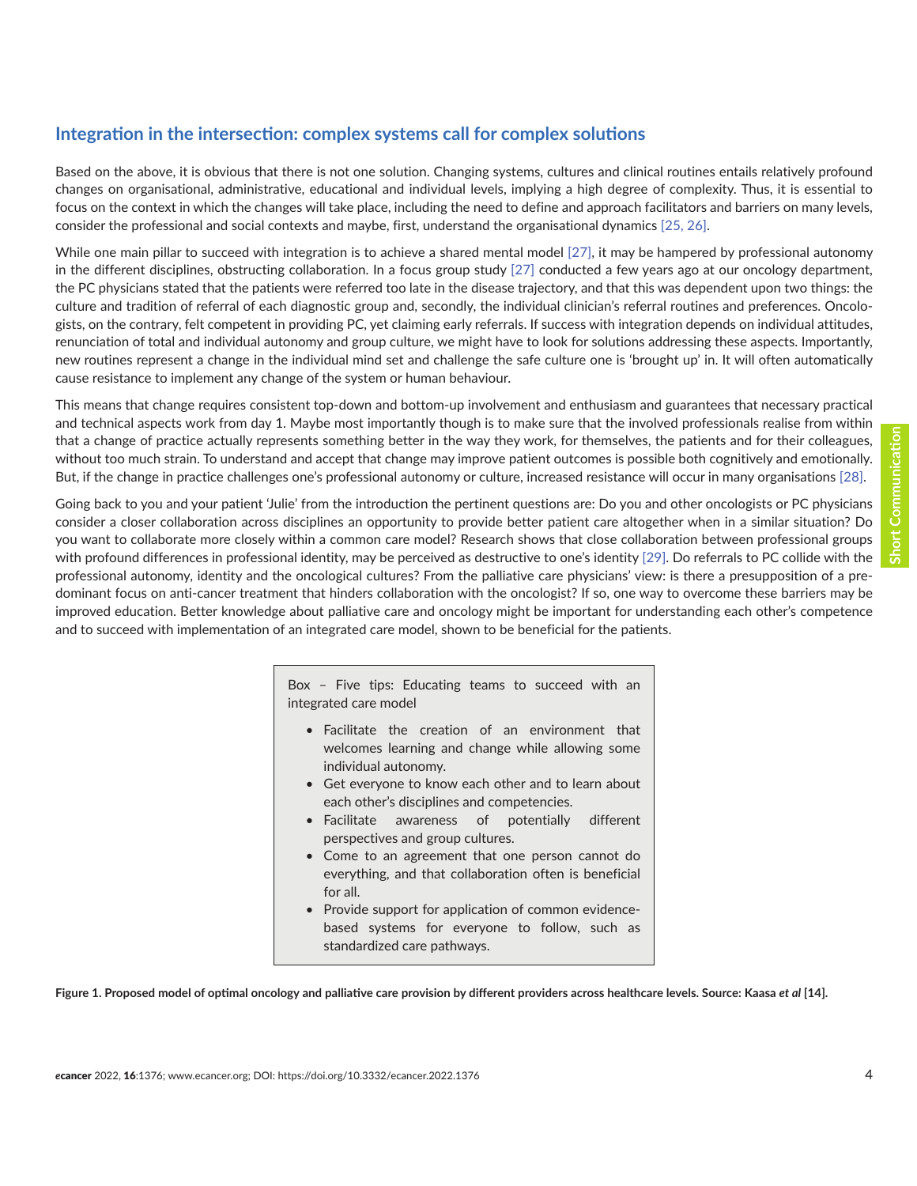## Integration in the intersection: complex systems call for complex solutions

Based on the above, it is obvious that there is not one solution. Changing systems, cultures and clinical routines entails relatively profound changes on organisational, administrative, educational and individual levels, implying a high degree of complexity. Thus, it is essential to focus on the context in which the changes will take place, including the need to define and approach facilitators and barriers on many levels, consider the professional and social contexts and maybe, first, understand the organisational dynamics [25, 26].

While one main pillar to succeed with integration is to achieve a shared mental model [27], it may be hampered by professional autonomy in the different disciplines, obstructing collaboration. In a focus group study [27] conducted a few years ago at our oncology department, the PC physicians stated that the patients were referred too late in the disease trajectory, and that this was dependent upon two things: the culture and tradition of referral of each diagnostic group and, secondly, the individual clinician's referral routines and preferences. Oncologists, on the contrary, felt competent in providing PC, yet claiming early referrals. If success with integration depends on individual attitudes, renunciation of total and individual autonomy and group culture, we might have to look for solutions addressing these aspects. Importantly, new routines represent a change in the individual mind set and challenge the safe culture one is 'brought up' in. It will often automatically cause resistance to implement any change of the system or human behaviour.

This means that change requires consistent top-down and bottom-up involvement and enthusiasm and guarantees that necessary practical and technical aspects work from day 1. Maybe most importantly though is to make sure that the involved professionals realise from within that a change of practice actually represents something better in the way they work, for themselves, the patients and for their colleagues, without too much strain. To understand and accept that change may improve patient outcomes is possible both cognitively and emotionally. But, if the change in practice challenges one's professional autonomy or culture, increased resistance will occur in many organisations [28].

Going back to you and your patient 'Julie' from the introduction the pertinent questions are: Do you and other oncologists or PC physicians consider a closer collaboration across disciplines an opportunity to provide better patient care altogether when in a similar situation? Do you want to collaborate more closely within a common care model? Research shows that close collaboration between professional groups with profound differences in professional identity, may be perceived as destructive to one's identity [29]. Do referrals to PC collide with the professional autonomy, identity and the oncological cultures? From the palliative care physicians' view: is there a presupposition of a predominant focus on anti-cancer treatment that hinders collaboration with the oncologist? If so, one way to overcome these barriers may be improved education. Better knowledge about palliative care and oncology might be important for understanding each other's competence and to succeed with implementation of an integrated care model, shown to be beneficial for the patients.

> Box – Five tips: Educating teams to succeed with an integrated care model
>
> - Facilitate the creation of an environment that welcomes learning and change while allowing some individual autonomy.
> - Get everyone to know each other and to learn about each other's disciplines and competencies.
> - Facilitate awareness of potentially different perspectives and group cultures.
> - Come to an agreement that one person cannot do everything, and that collaboration often is beneficial for all.
> - Provide support for application of common evidence-based systems for everyone to follow, such as standardized care pathways.

**Figure 1. Proposed model of optimal oncology and palliative care provision by different providers across healthcare levels. Source: Kaasa *et al* [14].**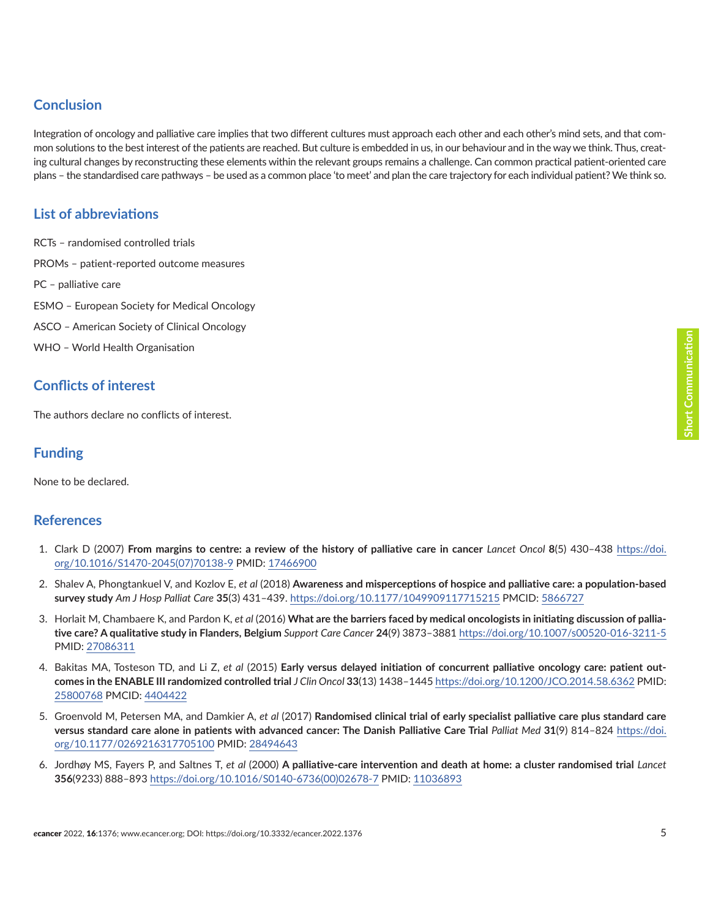## Conclusion

Integration of oncology and palliative care implies that two different cultures must approach each other and each other's mind sets, and that common solutions to the best interest of the patients are reached. But culture is embedded in us, in our behaviour and in the way we think. Thus, creating cultural changes by reconstructing these elements within the relevant groups remains a challenge. Can common practical patient-oriented care plans – the standardised care pathways – be used as a common place 'to meet' and plan the care trajectory for each individual patient? We think so.

## List of abbreviations

RCTs – randomised controlled trials

PROMs – patient-reported outcome measures

PC – palliative care

ESMO – European Society for Medical Oncology

ASCO – American Society of Clinical Oncology

WHO – World Health Organisation

## Conflicts of interest

The authors declare no conflicts of interest.

## Funding

None to be declared.

## References

1. Clark D (2007) **From margins to centre: a review of the history of palliative care in cancer** *Lancet Oncol* **8**(5) 430–438 https://doi.org/10.1016/S1470-2045(07)70138-9 PMID: 17466900
2. Shalev A, Phongtankuel V, and Kozlov E, *et al* (2018) **Awareness and misperceptions of hospice and palliative care: a population-based survey study** *Am J Hosp Palliat Care* **35**(3) 431–439. https://doi.org/10.1177/1049909117715215 PMCID: 5866727
3. Horlait M, Chambaere K, and Pardon K, *et al* (2016) **What are the barriers faced by medical oncologists in initiating discussion of palliative care? A qualitative study in Flanders, Belgium** *Support Care Cancer* **24**(9) 3873–3881 https://doi.org/10.1007/s00520-016-3211-5 PMID: 27086311
4. Bakitas MA, Tosteson TD, and Li Z, *et al* (2015) **Early versus delayed initiation of concurrent palliative oncology care: patient outcomes in the ENABLE III randomized controlled trial** *J Clin Oncol* **33**(13) 1438–1445 https://doi.org/10.1200/JCO.2014.58.6362 PMID: 25800768 PMCID: 4404422
5. Groenvold M, Petersen MA, and Damkier A, *et al* (2017) **Randomised clinical trial of early specialist palliative care plus standard care versus standard care alone in patients with advanced cancer: The Danish Palliative Care Trial** *Palliat Med* **31**(9) 814–824 https://doi.org/10.1177/0269216317705100 PMID: 28494643
6. Jordhøy MS, Fayers P, and Saltnes T, *et al* (2000) **A palliative-care intervention and death at home: a cluster randomised trial** *Lancet* **356**(9233) 888–893 https://doi.org/10.1016/S0140-6736(00)02678-7 PMID: 11036893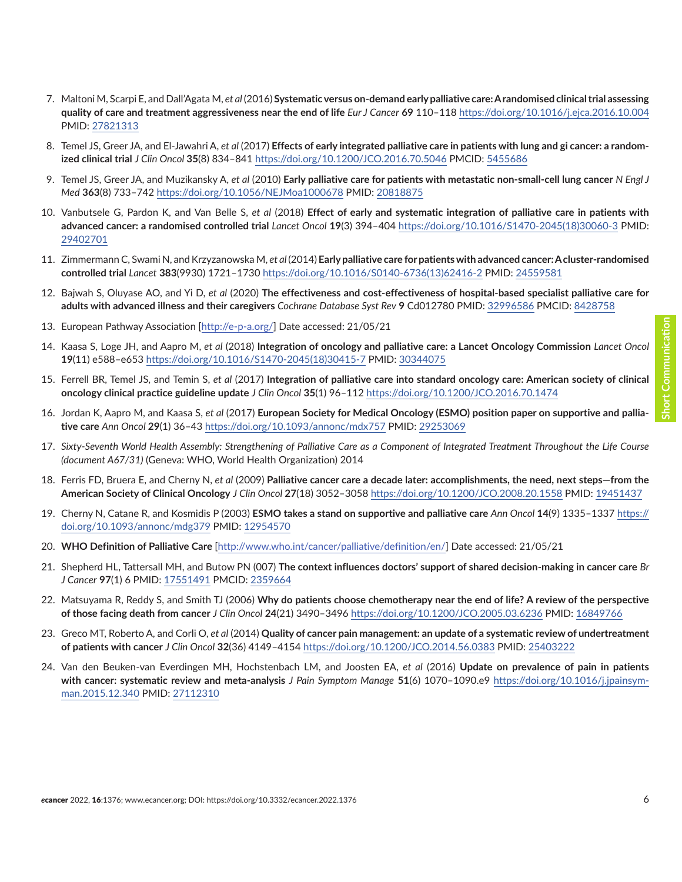7. Maltoni M, Scarpi E, and Dall'Agata M, *et al* (2016) **Systematic versus on-demand early palliative care: A randomised clinical trial assessing quality of care and treatment aggressiveness near the end of life** *Eur J Cancer* **69** 110–118 https://doi.org/10.1016/j.ejca.2016.10.004 PMID: 27821313

8. Temel JS, Greer JA, and El-Jawahri A, *et al* (2017) **Effects of early integrated palliative care in patients with lung and gi cancer: a randomized clinical trial** *J Clin Oncol* **35**(8) 834–841 https://doi.org/10.1200/JCO.2016.70.5046 PMCID: 5455686

9. Temel JS, Greer JA, and Muzikansky A, *et al* (2010) **Early palliative care for patients with metastatic non-small-cell lung cancer** *N Engl J Med* **363**(8) 733–742 https://doi.org/10.1056/NEJMoa1000678 PMID: 20818875

10. Vanbutsele G, Pardon K, and Van Belle S, *et al* (2018) **Effect of early and systematic integration of palliative care in patients with advanced cancer: a randomised controlled trial** *Lancet Oncol* **19**(3) 394–404 https://doi.org/10.1016/S1470-2045(18)30060-3 PMID: 29402701

11. Zimmermann C, Swami N, and Krzyzanowska M, *et al* (2014) **Early palliative care for patients with advanced cancer: A cluster-randomised controlled trial** *Lancet* **383**(9930) 1721–1730 https://doi.org/10.1016/S0140-6736(13)62416-2 PMID: 24559581

12. Bajwah S, Oluyase AO, and Yi D, *et al* (2020) **The effectiveness and cost-effectiveness of hospital-based specialist palliative care for adults with advanced illness and their caregivers** *Cochrane Database Syst Rev* **9** Cd012780 PMID: 32996586 PMCID: 8428758

13. European Pathway Association [http://e-p-a.org/] Date accessed: 21/05/21

14. Kaasa S, Loge JH, and Aapro M, *et al* (2018) **Integration of oncology and palliative care: a Lancet Oncology Commission** *Lancet Oncol* **19**(11) e588–e653 https://doi.org/10.1016/S1470-2045(18)30415-7 PMID: 30344075

15. Ferrell BR, Temel JS, and Temin S, *et al* (2017) **Integration of palliative care into standard oncology care: American society of clinical oncology clinical practice guideline update** *J Clin Oncol* **35**(1) 96–112 https://doi.org/10.1200/JCO.2016.70.1474

16. Jordan K, Aapro M, and Kaasa S, *et al* (2017) **European Society for Medical Oncology (ESMO) position paper on supportive and palliative care** *Ann Oncol* **29**(1) 36–43 https://doi.org/10.1093/annonc/mdx757 PMID: 29253069

17. *Sixty-Seventh World Health Assembly: Strengthening of Palliative Care as a Component of Integrated Treatment Throughout the Life Course (document A67/31)* (Geneva: WHO, World Health Organization) 2014

18. Ferris FD, Bruera E, and Cherny N, *et al* (2009) **Palliative cancer care a decade later: accomplishments, the need, next steps—from the American Society of Clinical Oncology** *J Clin Oncol* **27**(18) 3052–3058 https://doi.org/10.1200/JCO.2008.20.1558 PMID: 19451437

19. Cherny N, Catane R, and Kosmidis P (2003) **ESMO takes a stand on supportive and palliative care** *Ann Oncol* **14**(9) 1335–1337 https://doi.org/10.1093/annonc/mdg379 PMID: 12954570

20. **WHO Definition of Palliative Care** [http://www.who.int/cancer/palliative/definition/en/] Date accessed: 21/05/21

21. Shepherd HL, Tattersall MH, and Butow PN (007) **The context influences doctors' support of shared decision-making in cancer care** *Br J Cancer* **97**(1) 6 PMID: 17551491 PMCID: 2359664

22. Matsuyama R, Reddy S, and Smith TJ (2006) **Why do patients choose chemotherapy near the end of life? A review of the perspective of those facing death from cancer** *J Clin Oncol* **24**(21) 3490–3496 https://doi.org/10.1200/JCO.2005.03.6236 PMID: 16849766

23. Greco MT, Roberto A, and Corli O, *et al* (2014) **Quality of cancer pain management: an update of a systematic review of undertreatment of patients with cancer** *J Clin Oncol* **32**(36) 4149–4154 https://doi.org/10.1200/JCO.2014.56.0383 PMID: 25403222

24. Van den Beuken-van Everdingen MH, Hochstenbach LM, and Joosten EA, *et al* (2016) **Update on prevalence of pain in patients with cancer: systematic review and meta-analysis** *J Pain Symptom Manage* **51**(6) 1070–1090.e9 https://doi.org/10.1016/j.jpainsymman.2015.12.340 PMID: 27112310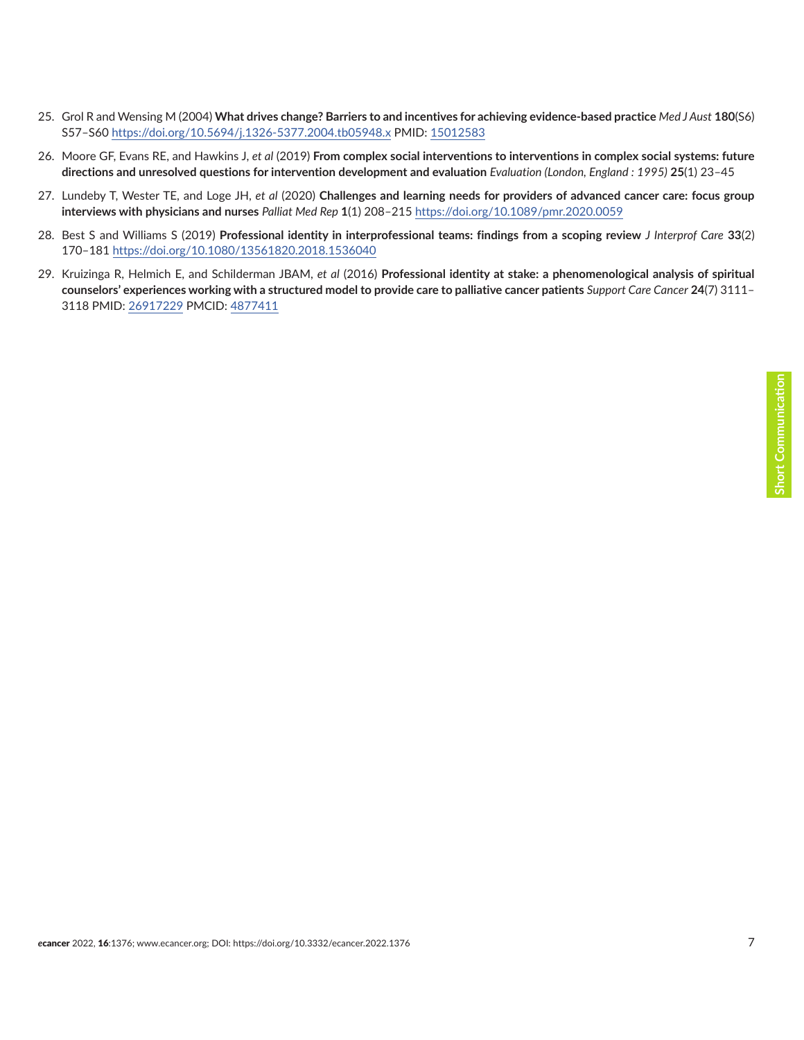25. Grol R and Wensing M (2004) **What drives change? Barriers to and incentives for achieving evidence-based practice** *Med J Aust* **180**(S6) S57–S60 https://doi.org/10.5694/j.1326-5377.2004.tb05948.x PMID: 15012583

26. Moore GF, Evans RE, and Hawkins J, *et al* (2019) **From complex social interventions to interventions in complex social systems: future directions and unresolved questions for intervention development and evaluation** *Evaluation (London, England : 1995)* **25**(1) 23–45

27. Lundeby T, Wester TE, and Loge JH, *et al* (2020) **Challenges and learning needs for providers of advanced cancer care: focus group interviews with physicians and nurses** *Palliat Med Rep* **1**(1) 208–215 https://doi.org/10.1089/pmr.2020.0059

28. Best S and Williams S (2019) **Professional identity in interprofessional teams: findings from a scoping review** *J Interprof Care* **33**(2) 170–181 https://doi.org/10.1080/13561820.2018.1536040

29. Kruizinga R, Helmich E, and Schilderman JBAM, *et al* (2016) **Professional identity at stake: a phenomenological analysis of spiritual counselors' experiences working with a structured model to provide care to palliative cancer patients** *Support Care Cancer* **24**(7) 3111–3118 PMID: 26917229 PMCID: 4877411